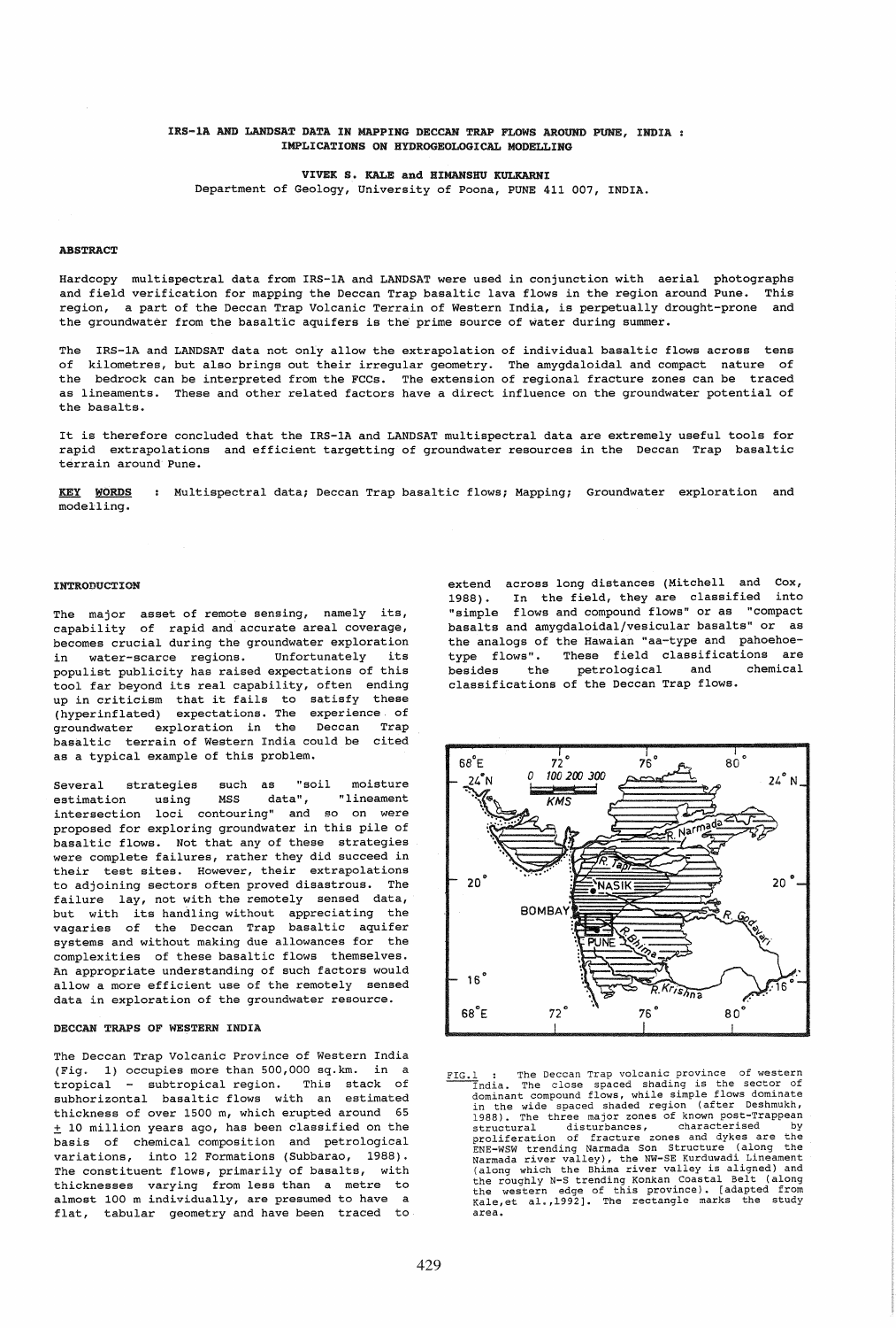# IRS-1A AND LANDSAT DATA IN MAPPING DECCAN TRAP FLOWS AROUND PUNE, INDIA : IMPLICATIONS ON HYDROGEOLOGICAL MODELLING

**VIVEK S. KALE and HIMANSHU KULKARNI**

Department of Geology, University of Poona, PUNE 411 007, INDIA.

## ABSTRACT

Hardcopy multispectral data from IRS-1A and LANDSAT were used in conjunction with aerial photographs and field verification for mapping the Deccan Trap basaltic lava flows in the region around Pune. This region, a part of the Deccan Trap Volcanic Terrain of Western India, is perpetually drought-prone and the groundwater from the basaltic aquifers is the prime source of water during summer.

The IRS-1A and LANDSAT data not only allow the extrapolation of individual basaltic flows across tens of kilometres, but also brings out their irregular geometry. The amygdaloidal and compact nature of the bedrock can be interpreted from the FCCs. The extension of regional fracture zones can be traced as lineaments. These and other related factors have a direct influence on the groundwater potential of the basalts.

It is therefore concluded that the IRS-1A and LANDSAT multispectral data are extremely useful tools for rapid extrapolations and efficient targetting of groundwater resources in the Deccan Trap basaltic terrain around Pune.

**KEY WORDS** : Multispectral data; Deccan Trap basaltic flows; Mapping; Groundwater exploration and modelling.

## INTRODUCTION

The major asset of remote sensing, namely its, capability of rapid and accurate areal coverage, becomes crucial during the groundwater exploration in water-scarce regions. Unfortunately its populist publicity has raised expectations of this tool far beyond its real capability, often ending up in criticism that it fails to satisfy these (hyperinflated) expectations. The experience of groundwater exploration in the Deccan Trap basaltic terrain of Western India could be cited as a typical example of this problem.

Several strategies such as "soil moisture estimation using MSS data", "lineament intersection loci contouring" and so on were proposed for exploring groundwater in this pile of basaltic flows. Not that any of these strategies were complete failures, rather they did succeed in their test sites. However, their extrapolations to adjoining sectors often proved disastrous. The failure lay, not with the remotely sensed data, but with its handling without appreciating the vagaries of the Deccan Trap basaltic aquifer systems and without making due allowances for the complexities of these basaltic flows themselves. An appropriate understanding of such factors would allow a more efficient use of the remotely sensed data in exploration of the groundwater resource.

## DECCAN TRAPS OF WESTERN INDIA

The Deccan Trap Volcanic Province of Western India (Fig. 1) occupies more than 500,000 sq.km. in a tropical - subtropical region. This stack of subhorizontal basaltic flows with an estimated thickness of over 1500 m, which erupted around 65 $\pm$ 10 million years ago, has been classified on the basis of chemical composition and petrological variations, into 12 Formations (Subbarao, 1988). The constituent flows, primarily of basalts, with thicknesses varying from less than a metre to almost 100 m individually, are presumed to have a flat, tabular geometry and have been traced to extend across long distances (Mitchell and Cox, 1988). In the field, they are classified into "simple flows and compound flows" or as "compact basalts and amygdaloidal/vesicular basalts" or as the analogs of the Hawaiian "aa-type and pahoehoe-type flows". These field classifications are besides the petrological and chemical classifications of the Deccan Trap flows.

FIG.1 : The Deccan Trap volcanic province of western India. The close spaced shading is the sector of dominant compound flows, while simple flows dominate in the wide spaced shaded region (after Deshmukh, 1988). The three major zones of known post-Trappean structural disturbances, characterised by proliferation of fracture zones and dykes are the ENE-WSW trending Narmada Son Structure (along the Narmada river valley), the NW-SE Kurduwadi Lineament (along which the Bhima river valley is aligned) and the roughly N-S trending Konkan Coastal Belt (along the western edge of this province). [adapted from Kale, et al., 1992]. The rectangle marks the study area.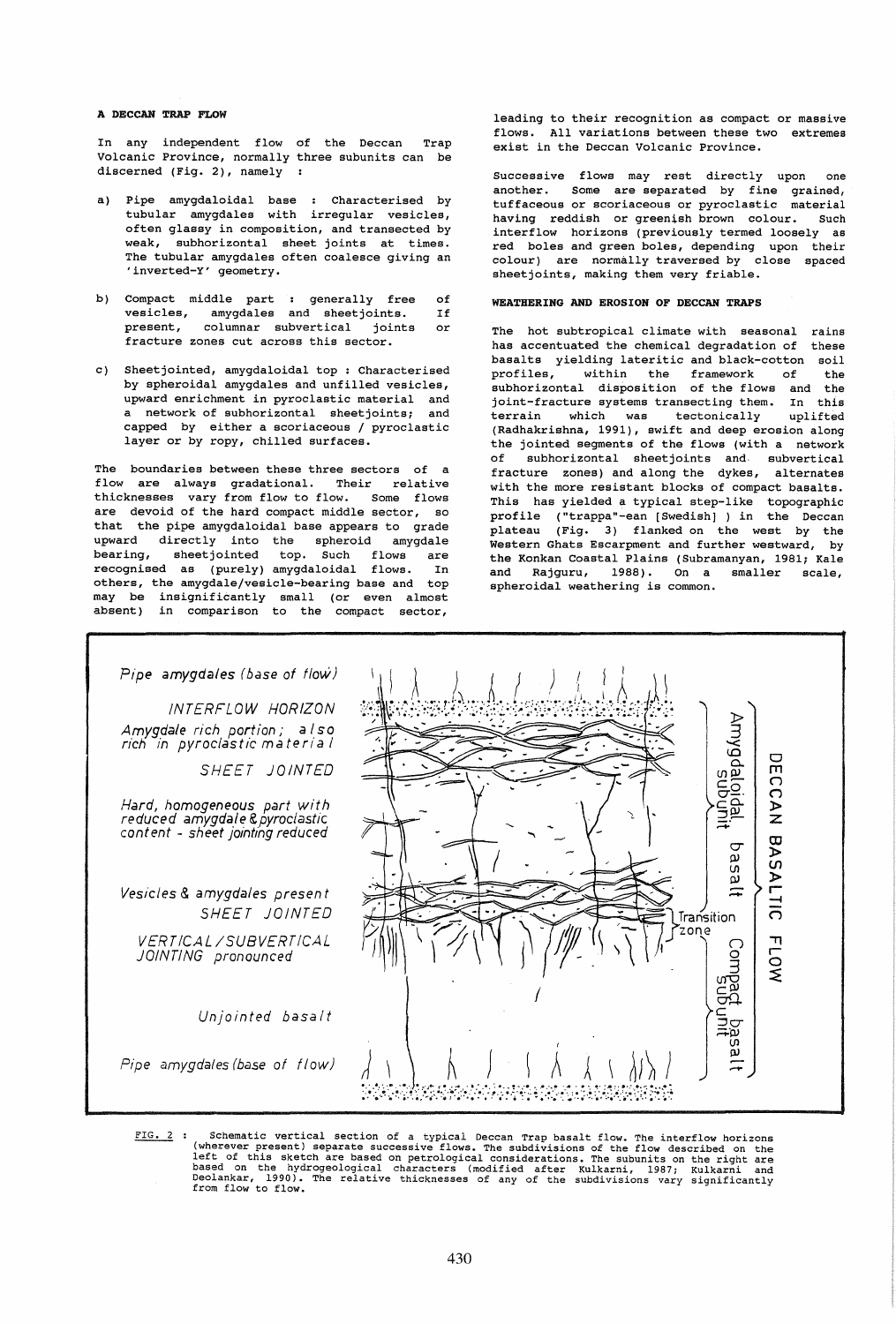### A DECCAN TRAP FLOW

In any independent flow of the Deccan Trap Volcanic Province, normally three subunits can be discerned (Fig. 2), namely :

a) Pipe amygdaloidal base : Characterised by tubular amygdales with irregular vesicles, often glassy in composition, and transected by weak, subhorizontal sheet joints at times. The tubular amygdales often coalesce giving an 'inverted-Y' geometry.

b) Compact middle part : generally free of vesicles, amygdales and sheetjoints. If present, columnar subvertical joints or fracture zones cut across this sector.

c) Sheetjointed, amygdaloidal top : Characterised by spheroidal amygdales and unfilled vesicles, upward enrichment in pyroclastic material and a network of subhorizontal sheetjoints; and capped by either a scoriaceous / pyroclastic layer or by ropy, chilled surfaces.

The boundaries between these three sectors of a flow are always gradational. Their relative thicknesses vary from flow to flow. Some flows are devoid of the hard compact middle sector, so that the pipe amygdaloidal base appears to grade upward directly into the spheroid amygdale bearing, sheetjointed top. Such flows are recognised as (purely) amygdaloidal flows. In others, the amygdale/vesicle-bearing base and top may be insignificantly small (or even almost absent) in comparison to the compact sector, leading to their recognition as compact or massive flows. All variations between these two extremes exist in the Deccan Volcanic Province.

Successive flows may rest directly upon one another. Some are separated by fine grained, tuffaceous or scoriaceous or pyroclastic material having reddish or greenish brown colour. Such interflow horizons (previously termed loosely as red boles and green boles, depending upon their colour) are normally traversed by close spaced sheetjoints, making them very friable.

### WEATHERING AND EROSION OF DECCAN TRAPS

The hot subtropical climate with seasonal rains has accentuated the chemical degradation of these basalts yielding lateritic and black-cotton soil profiles, within the framework of the subhorizontal disposition of the flows and the joint-fracture systems transecting them. In this terrain which was tectonically uplifted (Radhakrishna, 1991), swift and deep erosion along the jointed segments of the flows (with a network of subhorizontal sheetjoints and subvertical fracture zones) and along the dykes, alternates with the more resistant blocks of compact basalts. This has yielded a typical step-like topographic profile ("trappa"-ean [Swedish] ) in the Deccan plateau (Fig. 3) flanked on the west by the Western Ghats Escarpment and further westward, by the Konkan Coastal Plains (Subramanyan, 1981; Kale and Rajguru, 1988). On a smaller scale, spheroidal weathering is common.

Pipe amygdales (base of flow)

INTERFLOW HORIZON

Amygdale rich portion; also rich in pyroclastic material

SHEET JOINTED

Hard, homogeneous part with reduced amygdale & pyroclastic content - sheet jointing reduced

Vesicles & amygdales present

SHEET JOINTED

VERTICAL/SUBVERTICAL JOINTING pronounced

Unjointed basalt

Pipe amygdales (base of flow)

Amygdaloidal basalt subunit

Transition zone

Compact basalt subunit

DECCAN BASALTIC FLOW

FIG. 2 : Schematic vertical section of a typical Deccan Trap basalt flow. The interflow horizons (wherever present) separate successive flows. The subdivisions of the flow described on the left of this sketch are based on petrological considerations. The subunits on the right are based on the hydrogeological characters (modified after Kulkarni, 1987; Kulkarni and Deolankar, 1990). The relative thicknesses of any of the subdivisions vary significantly from flow to flow.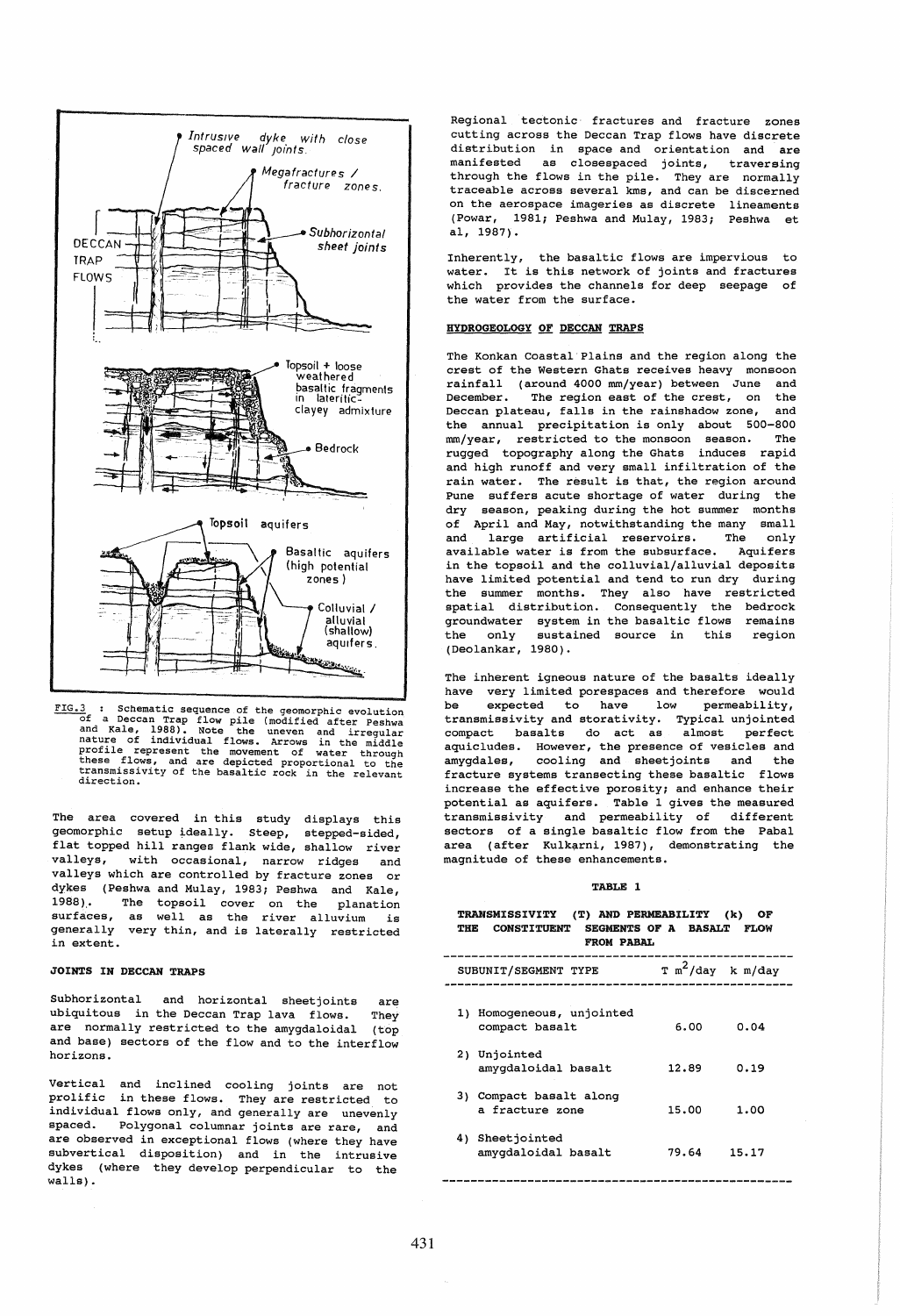FIG.3 : Schematic sequence of the geomorphic evolution of a Deccan Trap flow pile (modified after Peshwa and Kale, 1988). Note the uneven and irregular nature of individual flows. Arrows in the middle profile represent the movement of water through these flows, and are depicted proportional to the transmissivity of the basaltic rock in the relevant direction.

The area covered in this study displays this geomorphic setup ideally. Steep, stepped-sided, flat topped hill ranges flank wide, shallow river valleys, with occasional, narrow ridges and valleys which are controlled by fracture zones or dykes (Peshwa and Mulay, 1983; Peshwa and Kale, 1988). The topsoil cover on the planation surfaces, as well as the river alluvium is generally very thin, and is laterally restricted in extent.

## JOINTS IN DECCAN TRAPS

Subhorizontal and horizontal sheetjoints are ubiquitous in the Deccan Trap lava flows. They are normally restricted to the amygdaloidal (top and base) sectors of the flow and to the interflow horizons.

Vertical and inclined cooling joints are not prolific in these flows. They are restricted to individual flows only, and generally are unevenly spaced. Polygonal columnar joints are rare, and are observed in exceptional flows (where they have subvertical disposition) and in the intrusive dykes (where they develop perpendicular to the walls).

Regional tectonic fractures and fracture zones cutting across the Deccan Trap flows have discrete distribution in space and orientation and are manifested as closespaced joints, traversing through the flows in the pile. They are normally traceable across several kms, and can be discerned on the aerospace imageries as discrete lineaments (Powar, 1981; Peshwa and Mulay, 1983; Peshwa et al, 1987).

Inherently, the basaltic flows are impervious to water. It is this network of joints and fractures which provides the channels for deep seepage of the water from the surface.

## HYDROGEOLOGY OF DECCAN TRAPS

The Konkan Coastal Plains and the region along the crest of the Western Ghats receives heavy monsoon rainfall (around 4000 mm/year) between June and December. The region east of the crest, on the Deccan plateau, falls in the rainshadow zone, and the annual precipitation is only about 500-800 mm/year, restricted to the monsoon season. The rugged topography along the Ghats induces rapid and high runoff and very small infiltration of the rain water. The result is that, the region around Pune suffers acute shortage of water during the dry season, peaking during the hot summer months of April and May, notwithstanding the many small and large artificial reservoirs. The only available water is from the subsurface. Aquifers in the topsoil and the colluvial/alluvial deposits have limited potential and tend to run dry during the summer months. They also have restricted spatial distribution. Consequently the bedrock groundwater system in the basaltic flows remains the only sustained source in this region (Deolankar, 1980).

The inherent igneous nature of the basalts ideally have very limited porespaces and therefore would be expected to have low permeability, transmissivity and storativity. Typical unjointed compact basalts do act as almost perfect aquicludes. However, the presence of vesicles and amygdales, cooling and sheetjoints and the fracture systems transecting these basaltic flows increase the effective porosity; and enhance their potential as aquifers. Table 1 gives the measured transmissivity and permeability of different sectors of a single basaltic flow from the Pabal area (after Kulkarni, 1987), demonstrating the magnitude of these enhancements.

**TABLE 1**

**TRANSMISSIVITY (T) AND PERMEABILITY (k) OF THE CONSTITUENT SEGMENTS OF A BASALT FLOW FROM PABAL**

| SUBUNIT/SEGMENT TYPE | T $m^2$/day | k m/day |
|---|---|---|
| 1) Homogeneous, unjointed compact basalt | 6.00 | 0.04 |
| 2) Unjointed amygdaloidal basalt | 12.89 | 0.19 |
| 3) Compact basalt along a fracture zone | 15.00 | 1.00 |
| 4) Sheetjointed amygdaloidal basalt | 79.64 | 15.17 |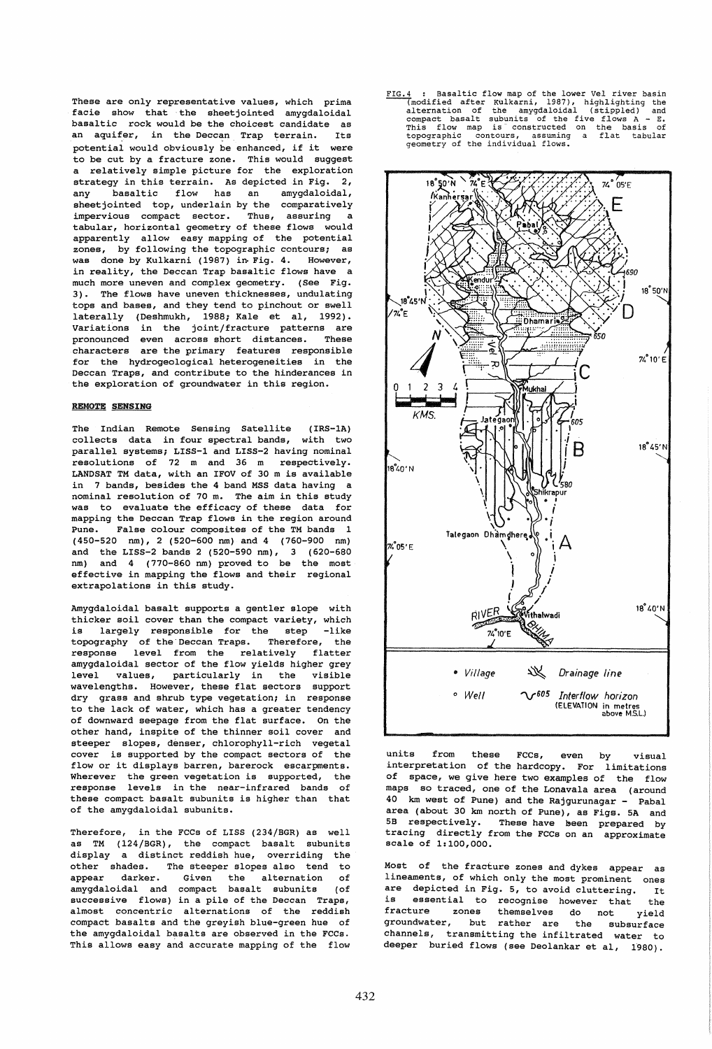These are only representative values, which prima facie show that the sheetjointed amygdaloidal basaltic rock would be the choicest candidate as an aquifer, in the Deccan Trap terrain. Its potential would obviously be enhanced, if it were to be cut by a fracture zone. This would suggest a relatively simple picture for the exploration strategy in this terrain. As depicted in Fig. 2, any basaltic flow has an amygdaloidal, sheetjointed top, underlain by the comparatively impervious compact sector. Thus, assuring a tabular, horizontal geometry of these flows would apparently allow easy mapping of the potential zones, by following the topographic contours; as was done by Kulkarni (1987) in Fig. 4. However, in reality, the Deccan Trap basaltic flows have a much more uneven and complex geometry. (See Fig. 3). The flows have uneven thicknesses, undulating tops and bases, and they tend to pinchout or swell laterally (Deshmukh, 1988; Kale et al, 1992). Variations in the joint/fracture patterns are pronounced even across short distances. These characters are the primary features responsible for the hydrogeological heterogeneities in the Deccan Traps, and contribute to the hinderances in the exploration of groundwater in this region.

## REMOTE SENSING

The Indian Remote Sensing Satellite (IRS-1A) collects data in four spectral bands, with two parallel systems; LISS-1 and LISS-2 having nominal resolutions of 72 m and 36 m respectively. LANDSAT TM data, with an IFOV of 30 m is available in 7 bands, besides the 4 band MSS data having a nominal resolution of 70 m. The aim in this study was to evaluate the efficacy of these data for mapping the Deccan Trap flows in the region around Pune. False colour composites of the TM bands 1 (450-520 nm), 2 (520-600 nm) and 4 (760-900 nm) and the LISS-2 bands 2 (520-590 nm), 3 (620-680 nm) and 4 (770-860 nm) proved to be the most effective in mapping the flows and their regional extrapolations in this study.

Amygdaloidal basalt supports a gentler slope with thicker soil cover than the compact variety, which is largely responsible for the step -like topography of the Deccan Traps. Therefore, the response level from the relatively flatter amygdaloidal sector of the flow yields higher grey level values, particularly in the visible wavelengths. However, these flat sectors support dry grass and shrub type vegetation; in response to the lack of water, which has a greater tendency of downward seepage from the flat surface. On the other hand, inspite of the thinner soil cover and steeper slopes, denser, chlorophyll-rich vegetal cover is supported by the compact sectors of the flow or it displays barren, barerock escarpments. Wherever the green vegetation is supported, the response levels in the near-infrared bands of these compact basalt subunits is higher than that of the amygdaloidal subunits.

Therefore, in the FCCs of LISS (234/BGR) as well as TM (124/BGR), the compact basalt subunits display a distinct reddish hue, overriding the other shades. The steeper slopes also tend to appear darker. Given the alternation of amygdaloidal and compact basalt subunits (of successive flows) in a pile of the Deccan Traps, almost concentric alternations of the reddish compact basalts and the greyish blue-green hue of the amygdaloidal basalts are observed in the FCCs. This allows easy and accurate mapping of the flow units from these FCCs, even by visual interpretation of the hardcopy. For limitations of space, we give here two examples of the flow maps so traced, one of the Lonavala area (around 40 km west of Pune) and the Rajgurunagar - Pabal area (about 30 km north of Pune), as Figs. 5A and 5B respectively. These have been prepared by tracing directly from the FCCs on an approximate scale of 1:100,000.

Most of the fracture zones and dykes appear as lineaments, of which only the most prominent ones are depicted in Fig. 5, to avoid cluttering. It is essential to recognise however that the fracture zones themselves do not yield groundwater, but rather are the subsurface channels, transmitting the infiltrated water to deeper buried flows (see Deolankar et al, 1980).

FIG.4 : Basaltic flow map of the lower Vel river basin (modified after Kulkarni, 1987), highlighting the alternation of the amygdaloidal (stippled) and compact basalt subunits of the five flows A - E. This flow map is constructed on the basis of topographic contours, assuming a flat tabular geometry of the individual flows.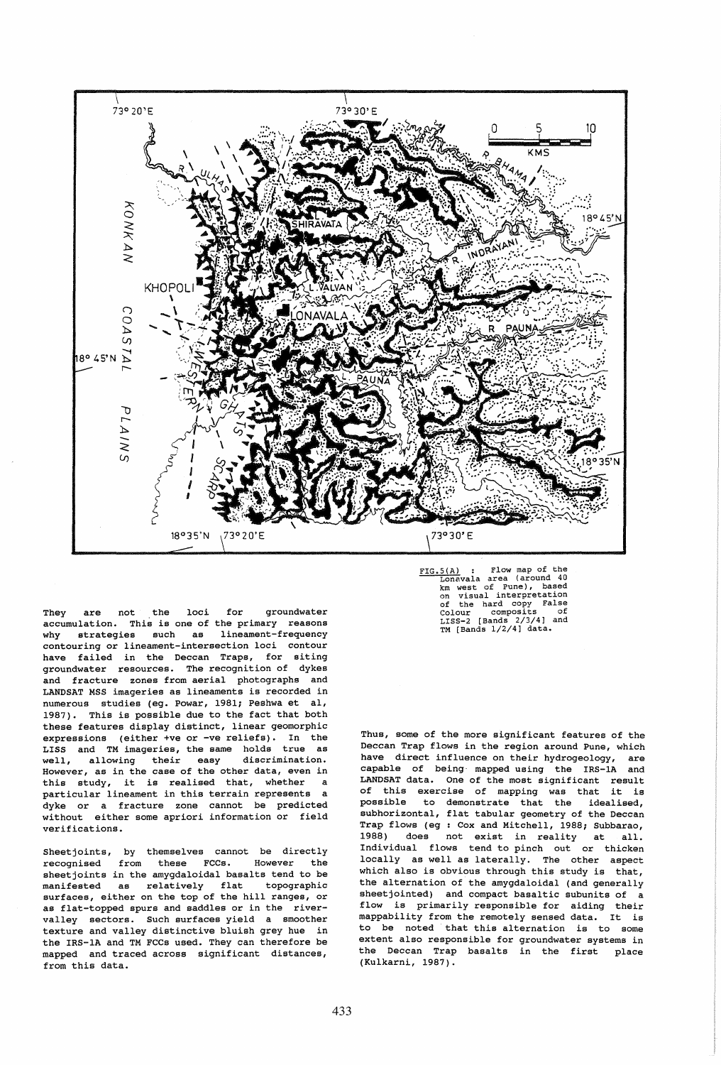FIG.5(A) : Flow map of the Lonavala area (around 40 km west of Pune), based on visual interpretation of the hard copy False Colour composits of LISS-2 [Bands 2/3/4] and TM [Bands 1/2/4] data.

They are not the loci for groundwater accumulation. This is one of the primary reasons why strategies such as lineament-frequency contouring or lineament-intersection loci contour have failed in the Deccan Traps, for siting groundwater resources. The recognition of dykes and fracture zones from aerial photographs and LANDSAT MSS imageries as lineaments is recorded in numerous studies (eg. Powar, 1981; Peshwa et al, 1987). This is possible due to the fact that both these features display distinct, linear geomorphic expressions (either +ve or -ve reliefs). In the LISS and TM imageries, the same holds true as well, allowing their easy discrimination. However, as in the case of the other data, even in this study, it is realised that, whether a particular lineament in this terrain represents a dyke or a fracture zone cannot be predicted without either some apriori information or field verifications.

Sheetjoints, by themselves cannot be directly recognised from these FCCs. However the sheetjoints in the amygdaloidal basalts tend to be manifested as relatively flat topographic surfaces, either on the top of the hill ranges, or as flat-topped spurs and saddles or in the river-valley sectors. Such surfaces yield a smoother texture and valley distinctive bluish grey hue in the IRS-1A and TM FCCs used. They can therefore be mapped and traced across significant distances, from this data.

Thus, some of the more significant features of the Deccan Trap flows in the region around Pune, which have direct influence on their hydrogeology, are capable of being mapped using the IRS-1A and LANDSAT data. One of the most significant result of this exercise of mapping was that it is possible to demonstrate that the idealised, subhorizontal, flat tabular geometry of the Deccan Trap flows (eg : Cox and Mitchell, 1988; Subbarao, 1988) does not exist in reality at all. Individual flows tend to pinch out or thicken locally as well as laterally. The other aspect which also is obvious through this study is that, the alternation of the amygdaloidal (and generally sheetjointed) and compact basaltic subunits of a flow is primarily responsible for aiding their mappability from the remotely sensed data. It is to be noted that this alternation is to some extent also responsible for groundwater systems in the Deccan Trap basalts in the first place (Kulkarni, 1987).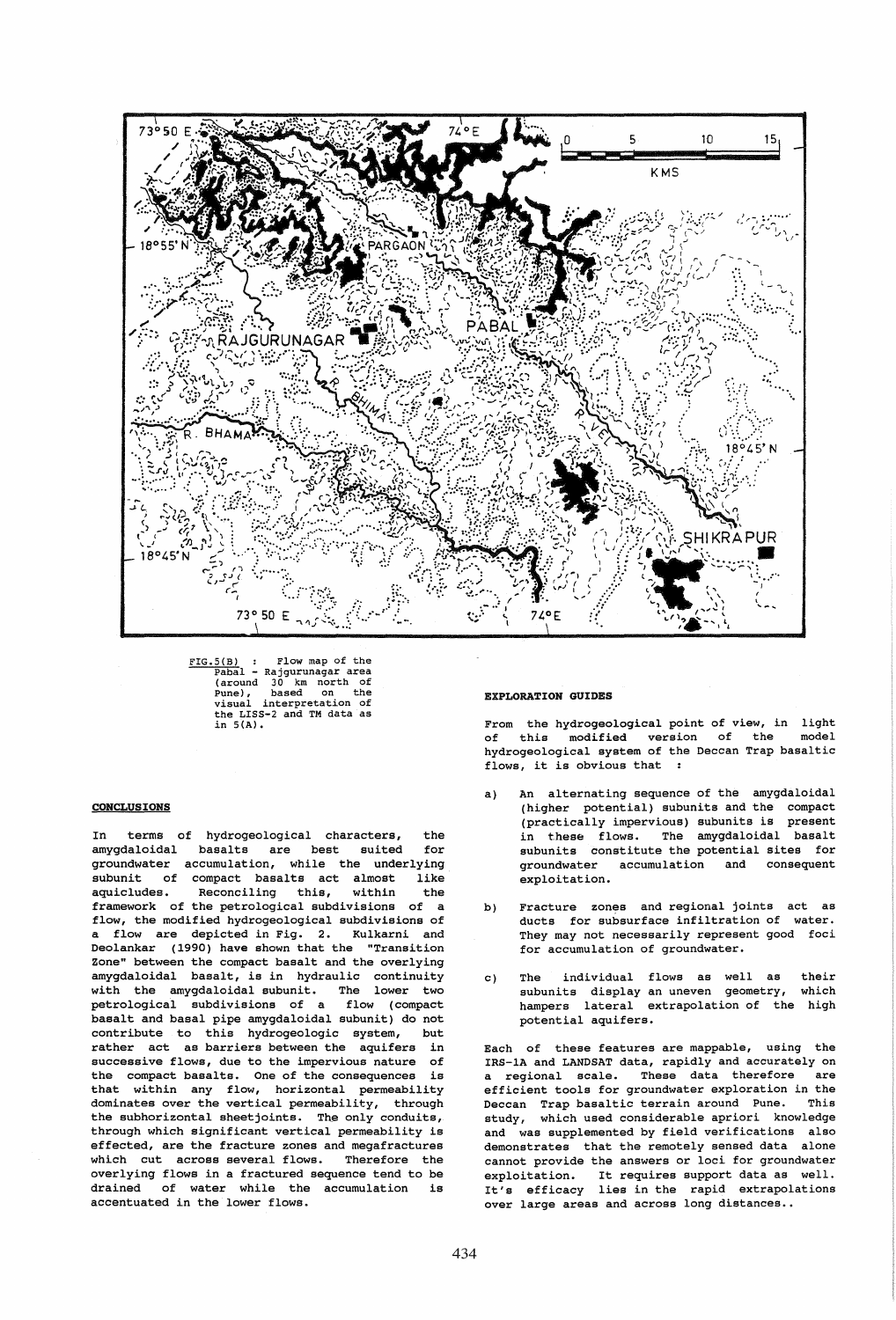FIG.5(B) : Flow map of the Pabal - Rajgurunagar area (around 30 km north of Pune), based on the visual interpretation of the LISS-2 and TM data as in 5(A).

## CONCLUSIONS

In terms of hydrogeological characters, the amygdaloidal basalts are best suited for groundwater accumulation, while the underlying subunit of compact basalts act almost like aquicludes. Reconciling this, within the framework of the petrological subdivisions of a flow, the modified hydrogeological subdivisions of a flow are depicted in Fig. 2. Kulkarni and Deolankar (1990) have shown that the "Transition Zone" between the compact basalt and the overlying amygdaloidal basalt, is in hydraulic continuity with the amygdaloidal subunit. The lower two petrological subdivisions of a flow (compact basalt and basal pipe amygdaloidal subunit) do not contribute to this hydrogeologic system, but rather act as barriers between the aquifers in successive flows, due to the impervious nature of the compact basalts. One of the consequences is that within any flow, horizontal permeability dominates over the vertical permeability, through the subhorizontal sheetjoints. The only conduits, through which significant vertical permeability is effected, are the fracture zones and megafractures which cut across several flows. Therefore the overlying flows in a fractured sequence tend to be drained of water while the accumulation is accentuated in the lower flows.

## EXPLORATION GUIDES

From the hydrogeological point of view, in light of this modified version of the model hydrogeological system of the Deccan Trap basaltic flows, it is obvious that :

a) An alternating sequence of the amygdaloidal (higher potential) subunits and the compact (practically impervious) subunits is present in these flows. The amygdaloidal basalt subunits constitute the potential sites for groundwater accumulation and consequent exploitation.

b) Fracture zones and regional joints act as ducts for subsurface infiltration of water. They may not necessarily represent good foci for accumulation of groundwater.

c) The individual flows as well as their subunits display an uneven geometry, which hampers lateral extrapolation of the high potential aquifers.

Each of these features are mappable, using the IRS-1A and LANDSAT data, rapidly and accurately on a regional scale. These data therefore are efficient tools for groundwater exploration in the Deccan Trap basaltic terrain around Pune. This study, which used considerable apriori knowledge and was supplemented by field verifications also demonstrates that the remotely sensed data alone cannot provide the answers or loci for groundwater exploitation. It requires support data as well. It's efficacy lies in the rapid extrapolations over large areas and across long distances..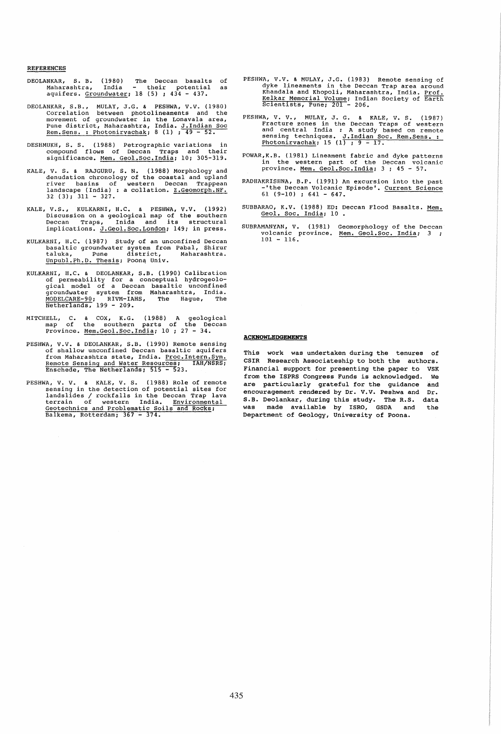## REFERENCES

DEOLANKAR, S. B. (1980) The Deccan basalts of Maharashtra, India - their potential as aquifers. Groundwater; 18 (5) ; 434 - 437.

DEOLANKAR, S.B., MULAY, J.G. & PESHWA, V.V. (1980) Correlation between photolineaments and the movement of groundwater in the Lonavala area, Pune district, Maharashtra, India. J.Indian Soc Rem.Sens. : Photonirvachak; 8 (1) ; 49 - 52.

DESHMUKH, S. S. (1988) Petrographic variations in compound flows of Deccan Traps and their significance. Mem. Geol.Soc.India; 10; 305-319.

KALE, V. S. & RAJGURU, S. N. (1988) Morphology and denudation chronology of the coastal and upland river basins of western Deccan Trappean landscape (India) : a collation. Z.Geomorph.NF. 32 (3); 311 - 327.

KALE, V.S., KULKARNI, H.C. & PESHWA, V.V. (1992) Discussion on a geological map of the southern Deccan Traps, Inida and its structural implications. J.Geol.Soc.London; 149; in press.

KULKARNI, H.C. (1987) Study of an unconfined Deccan basaltic groundwater system from Pabal, Shirur taluka, Pune district, Maharashtra. Unpubl.Ph.D. Thesis; Poona Univ.

KULKARNI, H.C. & DEOLANKAR, S.B. (1990) Calibration of permeability for a conceptual hydrogeological model of a Deccan basaltic unconfined groundwater system from Maharashtra, India. MODELCARE-90; RIVM-IAHS, The Hague, The Netherlands, 199 - 209.

MITCHELL, C. & COX, K.G. (1988) A geological map of the southern parts of the Deccan Province. Mem.Geol.Soc.India; 10 ; 27 - 34.

PESHWA, V.V. & DEOLANKAR, S.B. (1990) Remote sensing of shallow unconfined Deccan basaltic aquifers from Maharashtra state, India. Proc.Intern.Sym. Remote Sensing and Water Resources; IAH/NSRS; Enschede, The Netherlands; 515 - 523.

PESHWA, V. V. & KALE, V. S. (1988) Role of remote sensing in the detection of potential sites for landslides / rockfalls in the Deccan Trap lava terrain of western India. Environmental Geotechnics and Problematic Soils and Rocks; Balkema, Rotterdam; 367 - 374.

PESHWA, V.V. & MULAY, J.G. (1983) Remote sensing of dyke lineaments in the Deccan Trap area around Khandala and Khopoli, Maharashtra, India. Prof. Kelkar Memorial Volume; Indian Society of Earth Scientists, Pune; 201 - 206.

PESHWA, V. V., MULAY, J. G. & KALE, V. S. (1987) Fracture zones in the Deccan Traps of western and central India : A study based on remote sensing techniques. J.Indian Soc. Rem.Sens. : Photonirvachak; 15 (1) ; 9 - 17.

POWAR,K.B. (1981) Lineament fabric and dyke patterns in the western part of the Deccan volcanic province. Mem. Geol.Soc.India; 3 ; 45 - 57.

RADHAKRISHNA, B.P. (1991) An excursion into the past -'the Deccan Volcanic Episode'. Current Science 61 (9-10) ; 641 - 647.

SUBBARAO, K.V. (1988) ED: Deccan Flood Basalts. Mem. Geol. Soc. India; 10 .

SUBRAMANYAN, V. (1981) Geomorphology of the Deccan volcanic province. Mem. Geol.Soc. India; 3 ; 101 - 116.

## ACKNOWLEDGEMENTS

This work was undertaken during the tenures of CSIR Research Associateship to both the authors. Financial support for presenting the paper to VSK from the ISPRS Congress Funds is acknowledged. We are particularly grateful for the guidance and encouragement rendered by Dr. V.V. Peshwa and Dr. S.B. Deolankar, during this study. The R.S. data was made available by ISRO, GSDA and the Department of Geology, University of Poona.